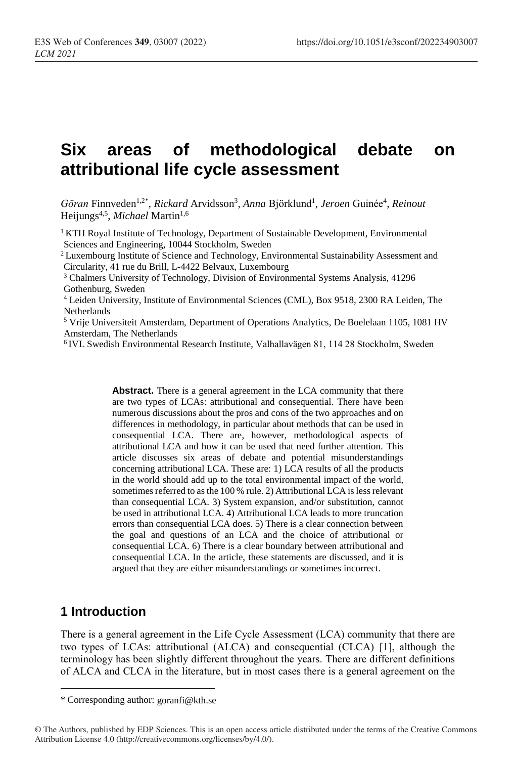# Six areas of methodological debate on attributional life cycle assessment

*Göran* Finnveden[1,2*], *Rickard* Arvidsson[3], *Anna* Björklund[1], *Jeroen* Guinée[4], *Reinout* Heijungs[4,5], *Michael* Martin[1,6]

[1] KTH Royal Institute of Technology, Department of Sustainable Development, Environmental Sciences and Engineering, 10044 Stockholm, Sweden

[2] Luxembourg Institute of Science and Technology, Environmental Sustainability Assessment and Circularity, 41 rue du Brill, L-4422 Belvaux, Luxembourg

[3] Chalmers University of Technology, Division of Environmental Systems Analysis, 41296 Gothenburg, Sweden

[4] Leiden University, Institute of Environmental Sciences (CML), Box 9518, 2300 RA Leiden, The Netherlands

[5] Vrije Universiteit Amsterdam, Department of Operations Analytics, De Boelelaan 1105, 1081 HV Amsterdam, The Netherlands

[6] IVL Swedish Environmental Research Institute, Valhallavägen 81, 114 28 Stockholm, Sweden

**Abstract.** There is a general agreement in the LCA community that there are two types of LCAs: attributional and consequential. There have been numerous discussions about the pros and cons of the two approaches and on differences in methodology, in particular about methods that can be used in consequential LCA. There are, however, methodological aspects of attributional LCA and how it can be used that need further attention. This article discusses six areas of debate and potential misunderstandings concerning attributional LCA. These are: 1) LCA results of all the products in the world should add up to the total environmental impact of the world, sometimes referred to as the 100 % rule. 2) Attributional LCA is less relevant than consequential LCA. 3) System expansion, and/or substitution, cannot be used in attributional LCA. 4) Attributional LCA leads to more truncation errors than consequential LCA does. 5) There is a clear connection between the goal and questions of an LCA and the choice of attributional or consequential LCA. 6) There is a clear boundary between attributional and consequential LCA. In the article, these statements are discussed, and it is argued that they are either misunderstandings or sometimes incorrect.

## 1 Introduction

There is a general agreement in the Life Cycle Assessment (LCA) community that there are two types of LCAs: attributional (ALCA) and consequential (CLCA) [1], although the terminology has been slightly different throughout the years. There are different definitions of ALCA and CLCA in the literature, but in most cases there is a general agreement on the

\* Corresponding author: goranfi@kth.se

© The Authors, published by EDP Sciences. This is an open access article distributed under the terms of the Creative Commons Attribution License 4.0 (http://creativecommons.org/licenses/by/4.0/).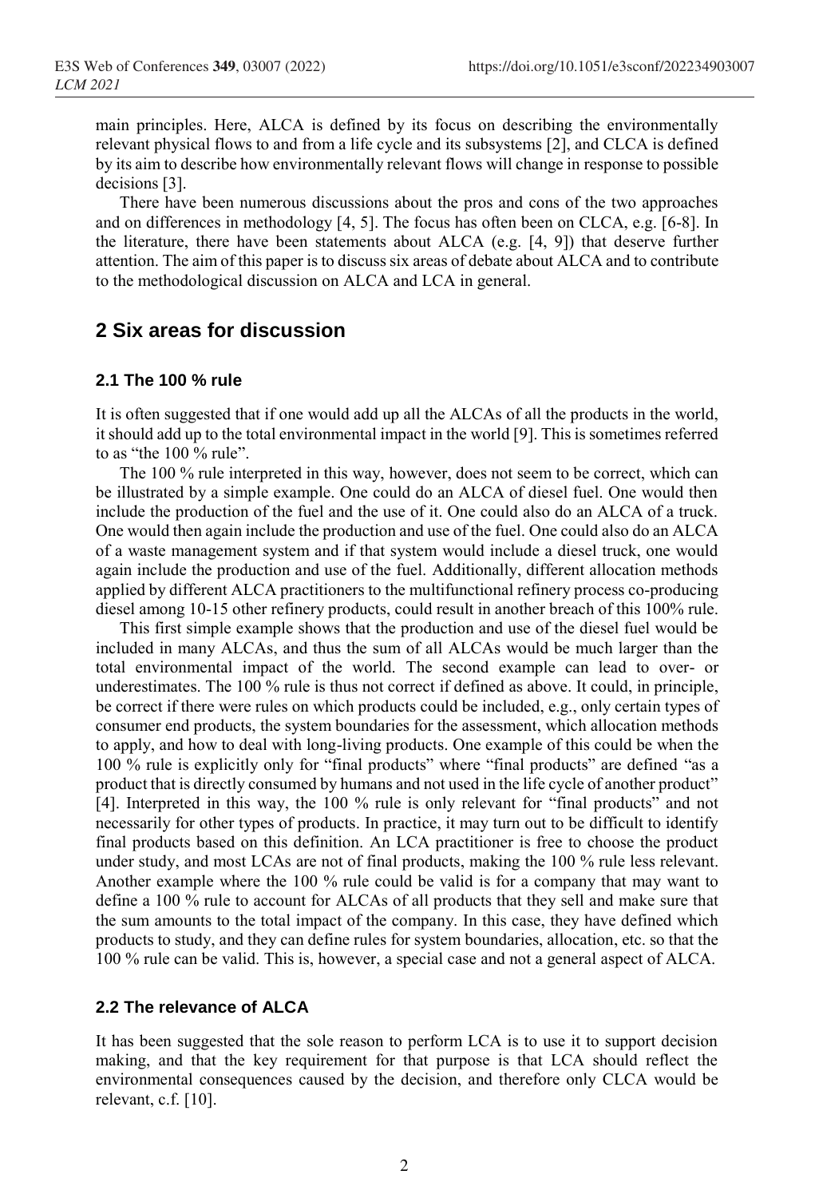main principles. Here, ALCA is defined by its focus on describing the environmentally relevant physical flows to and from a life cycle and its subsystems [2], and CLCA is defined by its aim to describe how environmentally relevant flows will change in response to possible decisions [3].

There have been numerous discussions about the pros and cons of the two approaches and on differences in methodology [4, 5]. The focus has often been on CLCA, e.g. [6-8]. In the literature, there have been statements about ALCA (e.g. [4, 9]) that deserve further attention. The aim of this paper is to discuss six areas of debate about ALCA and to contribute to the methodological discussion on ALCA and LCA in general.

## 2 Six areas for discussion

### 2.1 The 100 % rule

It is often suggested that if one would add up all the ALCAs of all the products in the world, it should add up to the total environmental impact in the world [9]. This is sometimes referred to as "the 100 % rule".

The 100 % rule interpreted in this way, however, does not seem to be correct, which can be illustrated by a simple example. One could do an ALCA of diesel fuel. One would then include the production of the fuel and the use of it. One could also do an ALCA of a truck. One would then again include the production and use of the fuel. One could also do an ALCA of a waste management system and if that system would include a diesel truck, one would again include the production and use of the fuel. Additionally, different allocation methods applied by different ALCA practitioners to the multifunctional refinery process co-producing diesel among 10-15 other refinery products, could result in another breach of this 100% rule.

This first simple example shows that the production and use of the diesel fuel would be included in many ALCAs, and thus the sum of all ALCAs would be much larger than the total environmental impact of the world. The second example can lead to over- or underestimates. The 100 % rule is thus not correct if defined as above. It could, in principle, be correct if there were rules on which products could be included, e.g., only certain types of consumer end products, the system boundaries for the assessment, which allocation methods to apply, and how to deal with long-living products. One example of this could be when the 100 % rule is explicitly only for "final products" where "final products" are defined "as a product that is directly consumed by humans and not used in the life cycle of another product" [4]. Interpreted in this way, the 100 % rule is only relevant for "final products" and not necessarily for other types of products. In practice, it may turn out to be difficult to identify final products based on this definition. An LCA practitioner is free to choose the product under study, and most LCAs are not of final products, making the 100 % rule less relevant. Another example where the 100 % rule could be valid is for a company that may want to define a 100 % rule to account for ALCAs of all products that they sell and make sure that the sum amounts to the total impact of the company. In this case, they have defined which products to study, and they can define rules for system boundaries, allocation, etc. so that the 100 % rule can be valid. This is, however, a special case and not a general aspect of ALCA.

### 2.2 The relevance of ALCA

It has been suggested that the sole reason to perform LCA is to use it to support decision making, and that the key requirement for that purpose is that LCA should reflect the environmental consequences caused by the decision, and therefore only CLCA would be relevant, c.f. [10].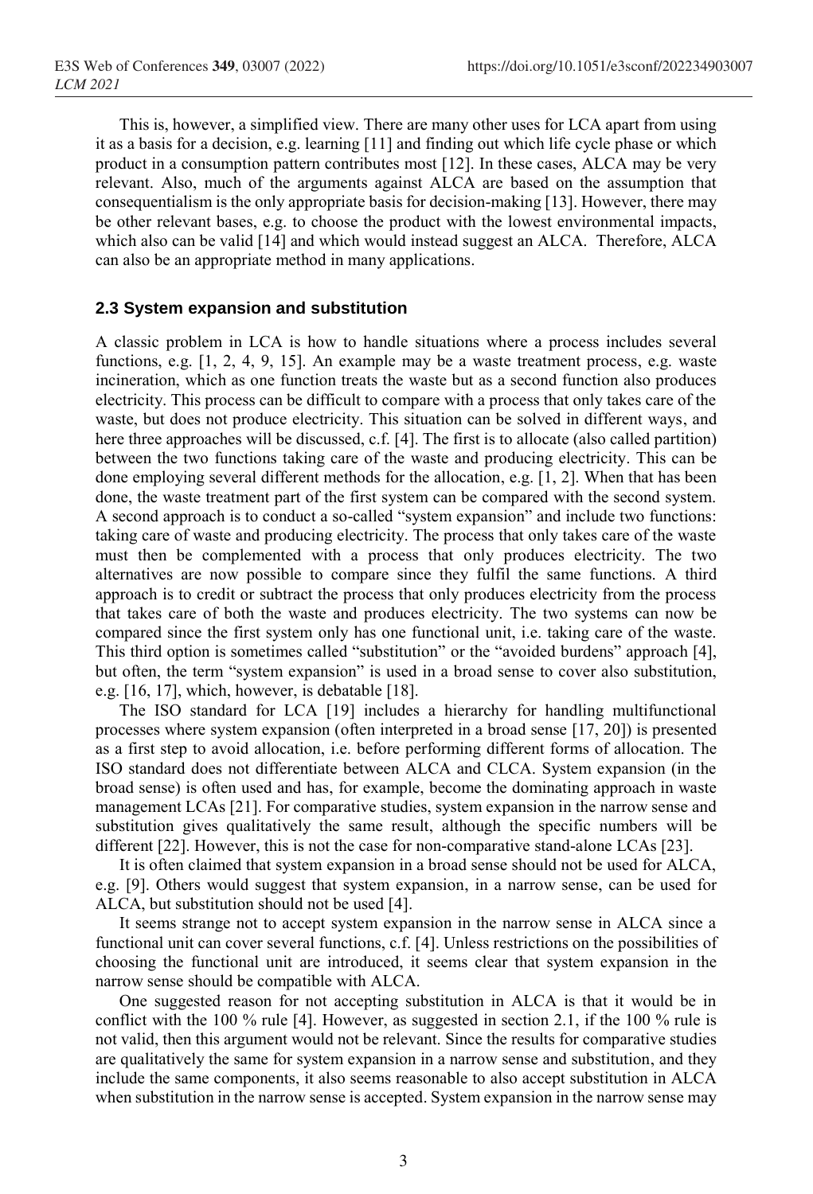This is, however, a simplified view. There are many other uses for LCA apart from using it as a basis for a decision, e.g. learning [11] and finding out which life cycle phase or which product in a consumption pattern contributes most [12]. In these cases, ALCA may be very relevant. Also, much of the arguments against ALCA are based on the assumption that consequentialism is the only appropriate basis for decision-making [13]. However, there may be other relevant bases, e.g. to choose the product with the lowest environmental impacts, which also can be valid [14] and which would instead suggest an ALCA. Therefore, ALCA can also be an appropriate method in many applications.

### 2.3 System expansion and substitution

A classic problem in LCA is how to handle situations where a process includes several functions, e.g. [1, 2, 4, 9, 15]. An example may be a waste treatment process, e.g. waste incineration, which as one function treats the waste but as a second function also produces electricity. This process can be difficult to compare with a process that only takes care of the waste, but does not produce electricity. This situation can be solved in different ways, and here three approaches will be discussed, c.f. [4]. The first is to allocate (also called partition) between the two functions taking care of the waste and producing electricity. This can be done employing several different methods for the allocation, e.g. [1, 2]. When that has been done, the waste treatment part of the first system can be compared with the second system. A second approach is to conduct a so-called "system expansion" and include two functions: taking care of waste and producing electricity. The process that only takes care of the waste must then be complemented with a process that only produces electricity. The two alternatives are now possible to compare since they fulfil the same functions. A third approach is to credit or subtract the process that only produces electricity from the process that takes care of both the waste and produces electricity. The two systems can now be compared since the first system only has one functional unit, i.e. taking care of the waste. This third option is sometimes called "substitution" or the "avoided burdens" approach [4], but often, the term "system expansion" is used in a broad sense to cover also substitution, e.g. [16, 17], which, however, is debatable [18].

The ISO standard for LCA [19] includes a hierarchy for handling multifunctional processes where system expansion (often interpreted in a broad sense [17, 20]) is presented as a first step to avoid allocation, i.e. before performing different forms of allocation. The ISO standard does not differentiate between ALCA and CLCA. System expansion (in the broad sense) is often used and has, for example, become the dominating approach in waste management LCAs [21]. For comparative studies, system expansion in the narrow sense and substitution gives qualitatively the same result, although the specific numbers will be different [22]. However, this is not the case for non-comparative stand-alone LCAs [23].

It is often claimed that system expansion in a broad sense should not be used for ALCA, e.g. [9]. Others would suggest that system expansion, in a narrow sense, can be used for ALCA, but substitution should not be used [4].

It seems strange not to accept system expansion in the narrow sense in ALCA since a functional unit can cover several functions, c.f. [4]. Unless restrictions on the possibilities of choosing the functional unit are introduced, it seems clear that system expansion in the narrow sense should be compatible with ALCA.

One suggested reason for not accepting substitution in ALCA is that it would be in conflict with the 100 % rule [4]. However, as suggested in section 2.1, if the 100 % rule is not valid, then this argument would not be relevant. Since the results for comparative studies are qualitatively the same for system expansion in a narrow sense and substitution, and they include the same components, it also seems reasonable to also accept substitution in ALCA when substitution in the narrow sense is accepted. System expansion in the narrow sense may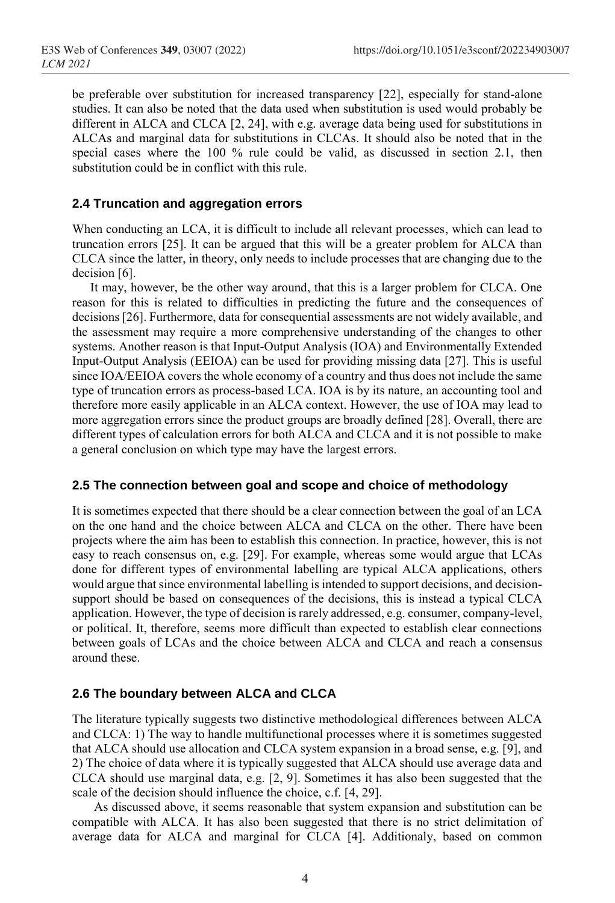be preferable over substitution for increased transparency [22], especially for stand-alone studies. It can also be noted that the data used when substitution is used would probably be different in ALCA and CLCA [2, 24], with e.g. average data being used for substitutions in ALCAs and marginal data for substitutions in CLCAs. It should also be noted that in the special cases where the 100 % rule could be valid, as discussed in section 2.1, then substitution could be in conflict with this rule.

### 2.4 Truncation and aggregation errors

When conducting an LCA, it is difficult to include all relevant processes, which can lead to truncation errors [25]. It can be argued that this will be a greater problem for ALCA than CLCA since the latter, in theory, only needs to include processes that are changing due to the decision [6].

It may, however, be the other way around, that this is a larger problem for CLCA. One reason for this is related to difficulties in predicting the future and the consequences of decisions [26]. Furthermore, data for consequential assessments are not widely available, and the assessment may require a more comprehensive understanding of the changes to other systems. Another reason is that Input-Output Analysis (IOA) and Environmentally Extended Input-Output Analysis (EEIOA) can be used for providing missing data [27]. This is useful since IOA/EEIOA covers the whole economy of a country and thus does not include the same type of truncation errors as process-based LCA. IOA is by its nature, an accounting tool and therefore more easily applicable in an ALCA context. However, the use of IOA may lead to more aggregation errors since the product groups are broadly defined [28]. Overall, there are different types of calculation errors for both ALCA and CLCA and it is not possible to make a general conclusion on which type may have the largest errors.

### 2.5 The connection between goal and scope and choice of methodology

It is sometimes expected that there should be a clear connection between the goal of an LCA on the one hand and the choice between ALCA and CLCA on the other. There have been projects where the aim has been to establish this connection. In practice, however, this is not easy to reach consensus on, e.g. [29]. For example, whereas some would argue that LCAs done for different types of environmental labelling are typical ALCA applications, others would argue that since environmental labelling is intended to support decisions, and decision-support should be based on consequences of the decisions, this is instead a typical CLCA application. However, the type of decision is rarely addressed, e.g. consumer, company-level, or political. It, therefore, seems more difficult than expected to establish clear connections between goals of LCAs and the choice between ALCA and CLCA and reach a consensus around these.

### 2.6 The boundary between ALCA and CLCA

The literature typically suggests two distinctive methodological differences between ALCA and CLCA: 1) The way to handle multifunctional processes where it is sometimes suggested that ALCA should use allocation and CLCA system expansion in a broad sense, e.g. [9], and 2) The choice of data where it is typically suggested that ALCA should use average data and CLCA should use marginal data, e.g. [2, 9]. Sometimes it has also been suggested that the scale of the decision should influence the choice, c.f. [4, 29].

As discussed above, it seems reasonable that system expansion and substitution can be compatible with ALCA. It has also been suggested that there is no strict delimitation of average data for ALCA and marginal for CLCA [4]. Additionaly, based on common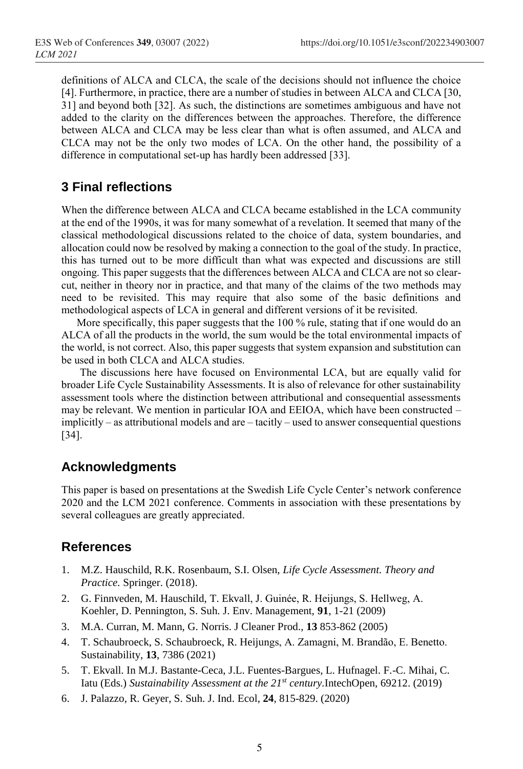definitions of ALCA and CLCA, the scale of the decisions should not influence the choice [4]. Furthermore, in practice, there are a number of studies in between ALCA and CLCA [30, 31] and beyond both [32]. As such, the distinctions are sometimes ambiguous and have not added to the clarity on the differences between the approaches. Therefore, the difference between ALCA and CLCA may be less clear than what is often assumed, and ALCA and CLCA may not be the only two modes of LCA. On the other hand, the possibility of a difference in computational set-up has hardly been addressed [33].

## 3 Final reflections

When the difference between ALCA and CLCA became established in the LCA community at the end of the 1990s, it was for many somewhat of a revelation. It seemed that many of the classical methodological discussions related to the choice of data, system boundaries, and allocation could now be resolved by making a connection to the goal of the study. In practice, this has turned out to be more difficult than what was expected and discussions are still ongoing. This paper suggests that the differences between ALCA and CLCA are not so clear-cut, neither in theory nor in practice, and that many of the claims of the two methods may need to be revisited. This may require that also some of the basic definitions and methodological aspects of LCA in general and different versions of it be revisited.

More specifically, this paper suggests that the 100 % rule, stating that if one would do an ALCA of all the products in the world, the sum would be the total environmental impacts of the world, is not correct. Also, this paper suggests that system expansion and substitution can be used in both CLCA and ALCA studies.

The discussions here have focused on Environmental LCA, but are equally valid for broader Life Cycle Sustainability Assessments. It is also of relevance for other sustainability assessment tools where the distinction between attributional and consequential assessments may be relevant. We mention in particular IOA and EEIOA, which have been constructed – implicitly – as attributional models and are – tacitly – used to answer consequential questions [34].

## Acknowledgments

This paper is based on presentations at the Swedish Life Cycle Center's network conference 2020 and the LCM 2021 conference. Comments in association with these presentations by several colleagues are greatly appreciated.

## References

1. M.Z. Hauschild, R.K. Rosenbaum, S.I. Olsen, *Life Cycle Assessment. Theory and Practice.* Springer. (2018).
2. G. Finnveden, M. Hauschild, T. Ekvall, J. Guinée, R. Heijungs, S. Hellweg, A. Koehler, D. Pennington, S. Suh. J. Env. Management, **91**, 1-21 (2009)
3. M.A. Curran, M. Mann, G. Norris. J Cleaner Prod., **13** 853-862 (2005)
4. T. Schaubroeck, S. Schaubroeck, R. Heijungs, A. Zamagni, M. Brandão, E. Benetto. Sustainability, **13**, 7386 (2021)
5. T. Ekvall. In M.J. Bastante-Ceca, J.L. Fuentes-Bargues, L. Hufnagel. F.-C. Mihai, C. Iatu (Eds.) *Sustainability Assessment at the 21st century.*IntechOpen, 69212. (2019)
6. J. Palazzo, R. Geyer, S. Suh. J. Ind. Ecol, **24**, 815-829. (2020)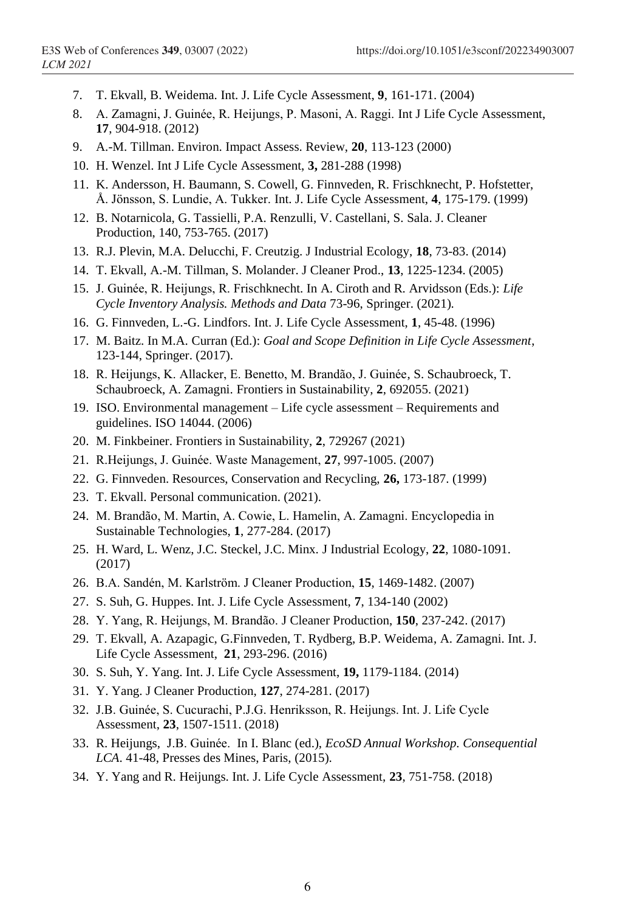7. T. Ekvall, B. Weidema. Int. J. Life Cycle Assessment, **9**, 161-171. (2004)
8. A. Zamagni, J. Guinée, R. Heijungs, P. Masoni, A. Raggi. Int J Life Cycle Assessment, **17**, 904-918. (2012)
9. A.-M. Tillman. Environ. Impact Assess. Review, **20**, 113-123 (2000)
10. H. Wenzel. Int J Life Cycle Assessment, **3,** 281-288 (1998)
11. K. Andersson, H. Baumann, S. Cowell, G. Finnveden, R. Frischknecht, P. Hofstetter, Å. Jönsson, S. Lundie, A. Tukker. Int. J. Life Cycle Assessment, **4**, 175-179. (1999)
12. B. Notarnicola, G. Tassielli, P.A. Renzulli, V. Castellani, S. Sala. J. Cleaner Production, 140, 753-765. (2017)
13. R.J. Plevin, M.A. Delucchi, F. Creutzig. J Industrial Ecology, **18**, 73-83. (2014)
14. T. Ekvall, A.-M. Tillman, S. Molander. J Cleaner Prod., **13**, 1225-1234. (2005)
15. J. Guinée, R. Heijungs, R. Frischknecht. In A. Ciroth and R. Arvidsson (Eds.): *Life Cycle Inventory Analysis. Methods and Data* 73-96, Springer. (2021).
16. G. Finnveden, L.-G. Lindfors. Int. J. Life Cycle Assessment, **1**, 45-48. (1996)
17. M. Baitz. In M.A. Curran (Ed.): *Goal and Scope Definition in Life Cycle Assessment*, 123-144, Springer. (2017).
18. R. Heijungs, K. Allacker, E. Benetto, M. Brandão, J. Guinée, S. Schaubroeck, T. Schaubroeck, A. Zamagni. Frontiers in Sustainability, **2**, 692055. (2021)
19. ISO. Environmental management – Life cycle assessment – Requirements and guidelines. ISO 14044. (2006)
20. M. Finkbeiner. Frontiers in Sustainability, **2**, 729267 (2021)
21. R.Heijungs, J. Guinée. Waste Management, **27**, 997-1005. (2007)
22. G. Finnveden. Resources, Conservation and Recycling, **26,** 173-187. (1999)
23. T. Ekvall. Personal communication. (2021).
24. M. Brandão, M. Martin, A. Cowie, L. Hamelin, A. Zamagni. Encyclopedia in Sustainable Technologies, **1**, 277-284. (2017)
25. H. Ward, L. Wenz, J.C. Steckel, J.C. Minx. J Industrial Ecology, **22**, 1080-1091. (2017)
26. B.A. Sandén, M. Karlström. J Cleaner Production, **15**, 1469-1482. (2007)
27. S. Suh, G. Huppes. Int. J. Life Cycle Assessment, **7**, 134-140 (2002)
28. Y. Yang, R. Heijungs, M. Brandão. J Cleaner Production, **150**, 237-242. (2017)
29. T. Ekvall, A. Azapagic, G.Finnveden, T. Rydberg, B.P. Weidema, A. Zamagni. Int. J. Life Cycle Assessment, **21**, 293-296. (2016)
30. S. Suh, Y. Yang. Int. J. Life Cycle Assessment, **19,** 1179-1184. (2014)
31. Y. Yang. J Cleaner Production, **127**, 274-281. (2017)
32. J.B. Guinée, S. Cucurachi, P.J.G. Henriksson, R. Heijungs. Int. J. Life Cycle Assessment, **23**, 1507-1511. (2018)
33. R. Heijungs, J.B. Guinée. In I. Blanc (ed.), *EcoSD Annual Workshop. Consequential LCA*. 41-48, Presses des Mines, Paris, (2015).
34. Y. Yang and R. Heijungs. Int. J. Life Cycle Assessment, **23**, 751-758. (2018)